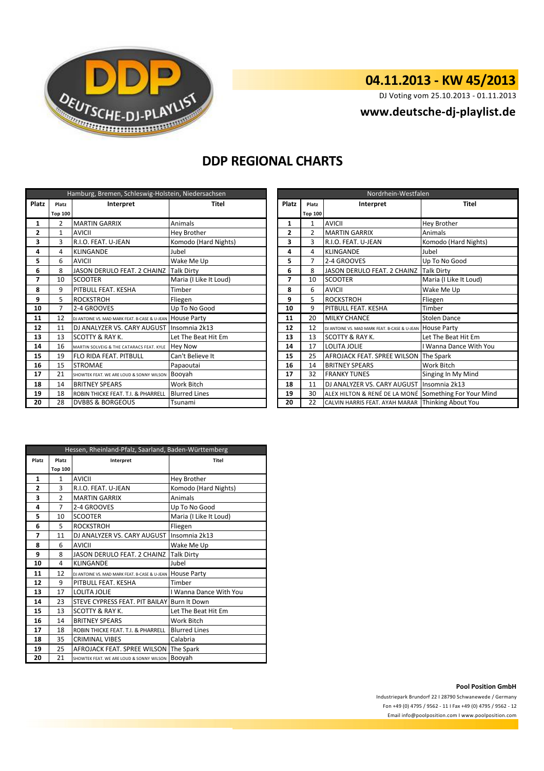# 04.11.2013 - KW 45/2013

DJ Voting vom 25.10.2013 - 01.11.2013

**www.deutsche-dj-playlist.de**

## DDP REGIONAL CHARTS

| Hamburg, Bremen, Schleswig-Holstein, Niedersachsen | | | |
|---|---|---|---|
| Platz | Platz Top 100 | Interpret | Titel |
| 1 | 2 | MARTIN GARRIX | Animals |
| 2 | 1 | AVICII | Hey Brother |
| 3 | 3 | R.I.O. FEAT. U-JEAN | Komodo (Hard Nights) |
| 4 | 4 | KLINGANDE | Jubel |
| 5 | 6 | AVICII | Wake Me Up |
| 6 | 8 | JASON DERULO FEAT. 2 CHAINZ | Talk Dirty |
| 7 | 10 | SCOOTER | Maria (I Like It Loud) |
| 8 | 9 | PITBULL FEAT. KESHA | Timber |
| 9 | 5 | ROCKSTROH | Fliegen |
| 10 | 7 | 2-4 GROOVES | Up To No Good |
| 11 | 12 | DJ ANTOINE VS. MAD MARK FEAT. B-CASE & U-JEAN | House Party |
| 12 | 11 | DJ ANALYZER VS. CARY AUGUST | Insomnia 2k13 |
| 13 | 13 | SCOTTY & RAY K. | Let The Beat Hit Em |
| 14 | 16 | MARTIN SOLVEIG & THE CATARACS FEAT. KYLE | Hey Now |
| 15 | 19 | FLO RIDA FEAT. PITBULL | Can't Believe It |
| 16 | 15 | STROMAE | Papaoutai |
| 17 | 21 | SHOWTEK FEAT. WE ARE LOUD & SONNY WILSON | Booyah |
| 18 | 14 | BRITNEY SPEARS | Work Bitch |
| 19 | 18 | ROBIN THICKE FEAT. T.I. & PHARRELL | Blurred Lines |
| 20 | 28 | DVBBS & BORGEOUS | Tsunami |

| Nordrhein-Westfalen | | | |
|---|---|---|---|
| Platz | Platz Top 100 | Interpret | Titel |
| 1 | 1 | AVICII | Hey Brother |
| 2 | 2 | MARTIN GARRIX | Animals |
| 3 | 3 | R.I.O. FEAT. U-JEAN | Komodo (Hard Nights) |
| 4 | 4 | KLINGANDE | Jubel |
| 5 | 7 | 2-4 GROOVES | Up To No Good |
| 6 | 8 | JASON DERULO FEAT. 2 CHAINZ | Talk Dirty |
| 7 | 10 | SCOOTER | Maria (I Like It Loud) |
| 8 | 6 | AVICII | Wake Me Up |
| 9 | 5 | ROCKSTROH | Fliegen |
| 10 | 9 | PITBULL FEAT. KESHA | Timber |
| 11 | 20 | MILKY CHANCE | Stolen Dance |
| 12 | 12 | DJ ANTOINE VS. MAD MARK FEAT. B-CASE & U-JEAN | House Party |
| 13 | 13 | SCOTTY & RAY K. | Let The Beat Hit Em |
| 14 | 17 | LOLITA JOLIE | I Wanna Dance With You |
| 15 | 25 | AFROJACK FEAT. SPREE WILSON | The Spark |
| 16 | 14 | BRITNEY SPEARS | Work Bitch |
| 17 | 32 | FRANKY TUNES | Singing In My Mind |
| 18 | 11 | DJ ANALYZER VS. CARY AUGUST | Insomnia 2k13 |
| 19 | 30 | ALEX HILTON & RENÉ DE LA MONÉ | Something For Your Mind |
| 20 | 22 | CALVIN HARRIS FEAT. AYAH MARAR | Thinking About You |

| Hessen, Rheinland-Pfalz, Saarland, Baden-Württemberg | | | |
|---|---|---|---|
| Platz | Platz Top 100 | Interpret | Titel |
| 1 | 1 | AVICII | Hey Brother |
| 2 | 3 | R.I.O. FEAT. U-JEAN | Komodo (Hard Nights) |
| 3 | 2 | MARTIN GARRIX | Animals |
| 4 | 7 | 2-4 GROOVES | Up To No Good |
| 5 | 10 | SCOOTER | Maria (I Like It Loud) |
| 6 | 5 | ROCKSTROH | Fliegen |
| 7 | 11 | DJ ANALYZER VS. CARY AUGUST | Insomnia 2k13 |
| 8 | 6 | AVICII | Wake Me Up |
| 9 | 8 | JASON DERULO FEAT. 2 CHAINZ | Talk Dirty |
| 10 | 4 | KLINGANDE | Jubel |
| 11 | 12 | DJ ANTOINE VS. MAD MARK FEAT. B-CASE & U-JEAN | House Party |
| 12 | 9 | PITBULL FEAT. KESHA | Timber |
| 13 | 17 | LOLITA JOLIE | I Wanna Dance With You |
| 14 | 23 | STEVE CYPRESS FEAT. PIT BAILAY | Burn It Down |
| 15 | 13 | SCOTTY & RAY K. | Let The Beat Hit Em |
| 16 | 14 | BRITNEY SPEARS | Work Bitch |
| 17 | 18 | ROBIN THICKE FEAT. T.I. & PHARRELL | Blurred Lines |
| 18 | 35 | CRIMINAL VIBES | Calabria |
| 19 | 25 | AFROJACK FEAT. SPREE WILSON | The Spark |
| 20 | 21 | SHOWTEK FEAT. WE ARE LOUD & SONNY WILSON | Booyah |

**Pool Position GmbH**
Industriepark Brundorf 22 I 28790 Schwanewede / Germany
Fon +49 (0) 4795 / 9562 - 11 I Fax +49 (0) 4795 / 9562 - 12
Email info@poolposition.com I www.poolposition.com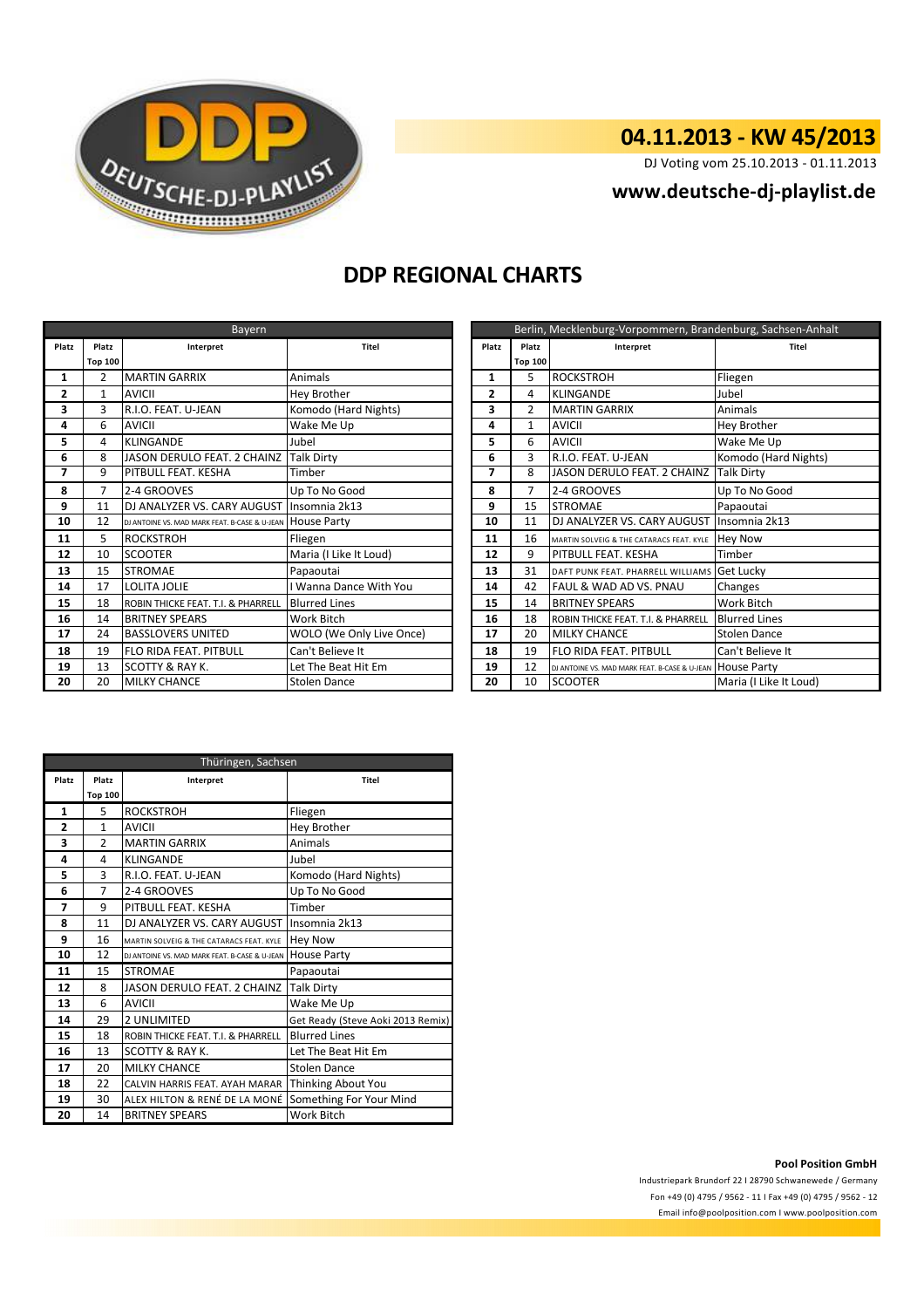# 04.11.2013 - KW 45/2013

DJ Voting vom 25.10.2013 - 01.11.2013

**www.deutsche-dj-playlist.de**

## DDP REGIONAL CHARTS

| Bayern | | | |
|---|---|---|---|
| Platz | Platz Top 100 | Interpret | Titel |
| 1 | 2 | MARTIN GARRIX | Animals |
| 2 | 1 | AVICII | Hey Brother |
| 3 | 3 | R.I.O. FEAT. U-JEAN | Komodo (Hard Nights) |
| 4 | 6 | AVICII | Wake Me Up |
| 5 | 4 | KLINGANDE | Jubel |
| 6 | 8 | JASON DERULO FEAT. 2 CHAINZ | Talk Dirty |
| 7 | 9 | PITBULL FEAT. KESHA | Timber |
| 8 | 7 | 2-4 GROOVES | Up To No Good |
| 9 | 11 | DJ ANALYZER VS. CARY AUGUST | Insomnia 2k13 |
| 10 | 12 | DJ ANTOINE VS. MAD MARK FEAT. B-CASE & U-JEAN | House Party |
| 11 | 5 | ROCKSTROH | Fliegen |
| 12 | 10 | SCOOTER | Maria (I Like It Loud) |
| 13 | 15 | STROMAE | Papaoutai |
| 14 | 17 | LOLITA JOLIE | I Wanna Dance With You |
| 15 | 18 | ROBIN THICKE FEAT. T.I. & PHARRELL | Blurred Lines |
| 16 | 14 | BRITNEY SPEARS | Work Bitch |
| 17 | 24 | BASSLOVERS UNITED | WOLO (We Only Live Once) |
| 18 | 19 | FLO RIDA FEAT. PITBULL | Can't Believe It |
| 19 | 13 | SCOTTY & RAY K. | Let The Beat Hit Em |
| 20 | 20 | MILKY CHANCE | Stolen Dance |

| Berlin, Mecklenburg-Vorpommern, Brandenburg, Sachsen-Anhalt | | | |
|---|---|---|---|
| Platz | Platz Top 100 | Interpret | Titel |
| 1 | 5 | ROCKSTROH | Fliegen |
| 2 | 4 | KLINGANDE | Jubel |
| 3 | 2 | MARTIN GARRIX | Animals |
| 4 | 1 | AVICII | Hey Brother |
| 5 | 6 | AVICII | Wake Me Up |
| 6 | 3 | R.I.O. FEAT. U-JEAN | Komodo (Hard Nights) |
| 7 | 8 | JASON DERULO FEAT. 2 CHAINZ | Talk Dirty |
| 8 | 7 | 2-4 GROOVES | Up To No Good |
| 9 | 15 | STROMAE | Papaoutai |
| 10 | 11 | DJ ANALYZER VS. CARY AUGUST | Insomnia 2k13 |
| 11 | 16 | MARTIN SOLVEIG & THE CATARACS FEAT. KYLE | Hey Now |
| 12 | 9 | PITBULL FEAT. KESHA | Timber |
| 13 | 31 | DAFT PUNK FEAT. PHARRELL WILLIAMS | Get Lucky |
| 14 | 42 | FAUL & WAD AD VS. PNAU | Changes |
| 15 | 14 | BRITNEY SPEARS | Work Bitch |
| 16 | 18 | ROBIN THICKE FEAT. T.I. & PHARRELL | Blurred Lines |
| 17 | 20 | MILKY CHANCE | Stolen Dance |
| 18 | 19 | FLO RIDA FEAT. PITBULL | Can't Believe It |
| 19 | 12 | DJ ANTOINE VS. MAD MARK FEAT. B-CASE & U-JEAN | House Party |
| 20 | 10 | SCOOTER | Maria (I Like It Loud) |

| Thüringen, Sachsen | | | |
|---|---|---|---|
| Platz | Platz Top 100 | Interpret | Titel |
| 1 | 5 | ROCKSTROH | Fliegen |
| 2 | 1 | AVICII | Hey Brother |
| 3 | 2 | MARTIN GARRIX | Animals |
| 4 | 4 | KLINGANDE | Jubel |
| 5 | 3 | R.I.O. FEAT. U-JEAN | Komodo (Hard Nights) |
| 6 | 7 | 2-4 GROOVES | Up To No Good |
| 7 | 9 | PITBULL FEAT. KESHA | Timber |
| 8 | 11 | DJ ANALYZER VS. CARY AUGUST | Insomnia 2k13 |
| 9 | 16 | MARTIN SOLVEIG & THE CATARACS FEAT. KYLE | Hey Now |
| 10 | 12 | DJ ANTOINE VS. MAD MARK FEAT. B-CASE & U-JEAN | House Party |
| 11 | 15 | STROMAE | Papaoutai |
| 12 | 8 | JASON DERULO FEAT. 2 CHAINZ | Talk Dirty |
| 13 | 6 | AVICII | Wake Me Up |
| 14 | 29 | 2 UNLIMITED | Get Ready (Steve Aoki 2013 Remix) |
| 15 | 18 | ROBIN THICKE FEAT. T.I. & PHARRELL | Blurred Lines |
| 16 | 13 | SCOTTY & RAY K. | Let The Beat Hit Em |
| 17 | 20 | MILKY CHANCE | Stolen Dance |
| 18 | 22 | CALVIN HARRIS FEAT. AYAH MARAR | Thinking About You |
| 19 | 30 | ALEX HILTON & RENÉ DE LA MONÉ | Something For Your Mind |
| 20 | 14 | BRITNEY SPEARS | Work Bitch |

**Pool Position GmbH**

Industriepark Brundorf 22 I 28790 Schwanewede / Germany

Fon +49 (0) 4795 / 9562 - 11 I Fax +49 (0) 4795 / 9562 - 12

Email info@poolposition.com I www.poolposition.com